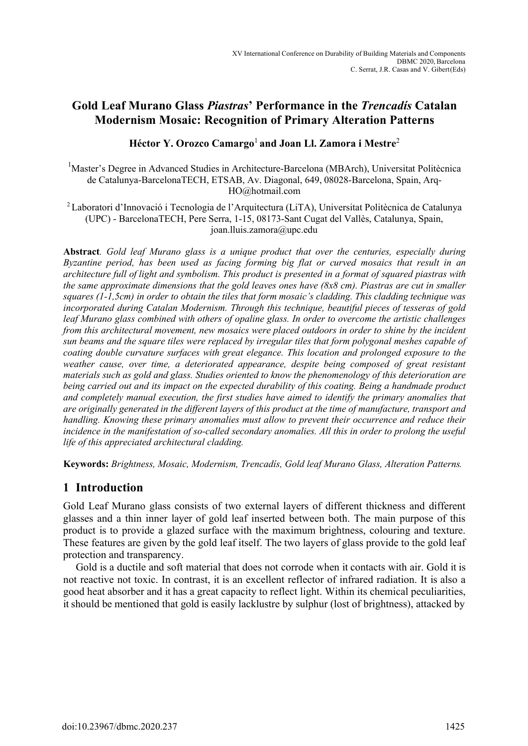# Gold Leaf Murano Glass *Piastras*' Performance in the *Trencadís* Catalan Modernism Mosaic: Recognition of Primary Alteration Patterns

**Héctor Y. Orozco Camargo**[1] **and Joan Ll. Zamora i Mestre**[2]

[1]Master's Degree in Advanced Studies in Architecture-Barcelona (MBArch), Universitat Politècnica de Catalunya-BarcelonaTECH, ETSAB, Av. Diagonal, 649, 08028-Barcelona, Spain, Arq-HO@hotmail.com

[2] Laboratori d'Innovació i Tecnologia de l'Arquitectura (LiTA), Universitat Politècnica de Catalunya (UPC) - BarcelonaTECH, Pere Serra, 1-15, 08173-Sant Cugat del Vallès, Catalunya, Spain, joan.lluis.zamora@upc.edu

**Abstract**. *Gold leaf Murano glass is a unique product that over the centuries, especially during Byzantine period, has been used as facing forming big flat or curved mosaics that result in an architecture full of light and symbolism. This product is presented in a format of squared piastras with the same approximate dimensions that the gold leaves ones have (8x8 cm). Piastras are cut in smaller squares (1-1,5cm) in order to obtain the tiles that form mosaic's cladding. This cladding technique was incorporated during Catalan Modernism. Through this technique, beautiful pieces of tesseras of gold leaf Murano glass combined with others of opaline glass. In order to overcome the artistic challenges from this architectural movement, new mosaics were placed outdoors in order to shine by the incident sun beams and the square tiles were replaced by irregular tiles that form polygonal meshes capable of coating double curvature surfaces with great elegance. This location and prolonged exposure to the weather cause, over time, a deteriorated appearance, despite being composed of great resistant materials such as gold and glass. Studies oriented to know the phenomenology of this deterioration are being carried out and its impact on the expected durability of this coating. Being a handmade product and completely manual execution, the first studies have aimed to identify the primary anomalies that are originally generated in the different layers of this product at the time of manufacture, transport and handling. Knowing these primary anomalies must allow to prevent their occurrence and reduce their incidence in the manifestation of so-called secondary anomalies. All this in order to prolong the useful life of this appreciated architectural cladding.*

**Keywords:** *Brightness, Mosaic, Modernism, Trencadís, Gold leaf Murano Glass, Alteration Patterns.*

## 1 Introduction

Gold Leaf Murano glass consists of two external layers of different thickness and different glasses and a thin inner layer of gold leaf inserted between both. The main purpose of this product is to provide a glazed surface with the maximum brightness, colouring and texture. These features are given by the gold leaf itself. The two layers of glass provide to the gold leaf protection and transparency.

Gold is a ductile and soft material that does not corrode when it contacts with air. Gold it is not reactive not toxic. In contrast, it is an excellent reflector of infrared radiation. It is also a good heat absorber and it has a great capacity to reflect light. Within its chemical peculiarities, it should be mentioned that gold is easily lacklustre by sulphur (lost of brightness), attacked by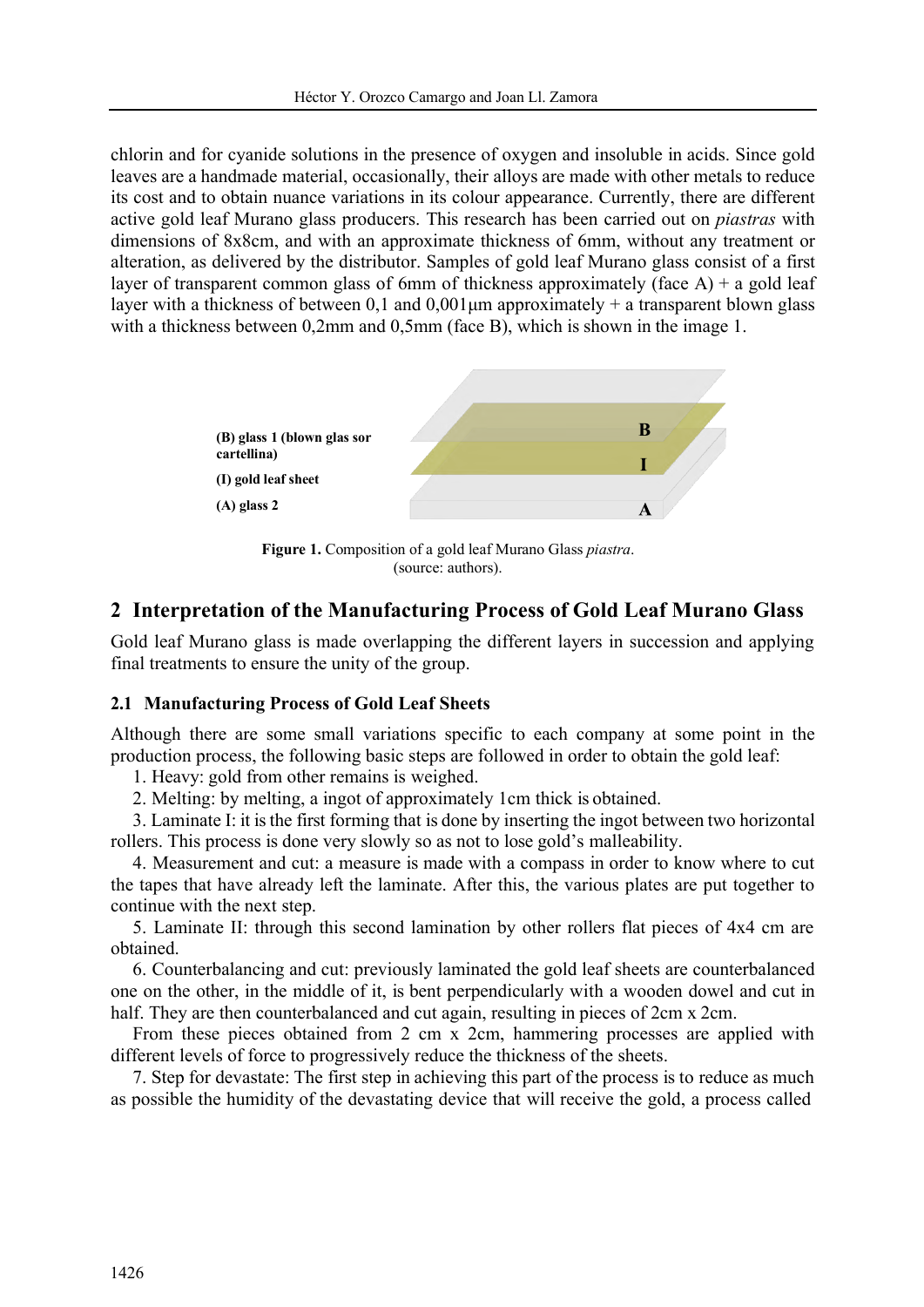chlorin and for cyanide solutions in the presence of oxygen and insoluble in acids. Since gold leaves are a handmade material, occasionally, their alloys are made with other metals to reduce its cost and to obtain nuance variations in its colour appearance. Currently, there are different active gold leaf Murano glass producers. This research has been carried out on *piastras* with dimensions of 8x8cm, and with an approximate thickness of 6mm, without any treatment or alteration, as delivered by the distributor. Samples of gold leaf Murano glass consist of a first layer of transparent common glass of 6mm of thickness approximately (face A) + a gold leaf layer with a thickness of between 0,1 and 0,001μm approximately + a transparent blown glass with a thickness between 0,2mm and 0,5mm (face B), which is shown in the image 1.

**(B) glass 1 (blown glas sor cartellina)**

**(I) gold leaf sheet**

**(A) glass 2**

**Figure 1.** Composition of a gold leaf Murano Glass *piastra*.
(source: authors).

## 2 Interpretation of the Manufacturing Process of Gold Leaf Murano Glass

Gold leaf Murano glass is made overlapping the different layers in succession and applying final treatments to ensure the unity of the group.

### 2.1 Manufacturing Process of Gold Leaf Sheets

Although there are some small variations specific to each company at some point in the production process, the following basic steps are followed in order to obtain the gold leaf:

1. Heavy: gold from other remains is weighed.
2. Melting: by melting, a ingot of approximately 1cm thick is obtained.
3. Laminate I: it is the first forming that is done by inserting the ingot between two horizontal rollers. This process is done very slowly so as not to lose gold's malleability.
4. Measurement and cut: a measure is made with a compass in order to know where to cut the tapes that have already left the laminate. After this, the various plates are put together to continue with the next step.
5. Laminate II: through this second lamination by other rollers flat pieces of 4x4 cm are obtained.
6. Counterbalancing and cut: previously laminated the gold leaf sheets are counterbalanced one on the other, in the middle of it, is bent perpendicularly with a wooden dowel and cut in half. They are then counterbalanced and cut again, resulting in pieces of 2cm x 2cm.

From these pieces obtained from 2 cm x 2cm, hammering processes are applied with different levels of force to progressively reduce the thickness of the sheets.

7. Step for devastate: The first step in achieving this part of the process is to reduce as much as possible the humidity of the devastating device that will receive the gold, a process called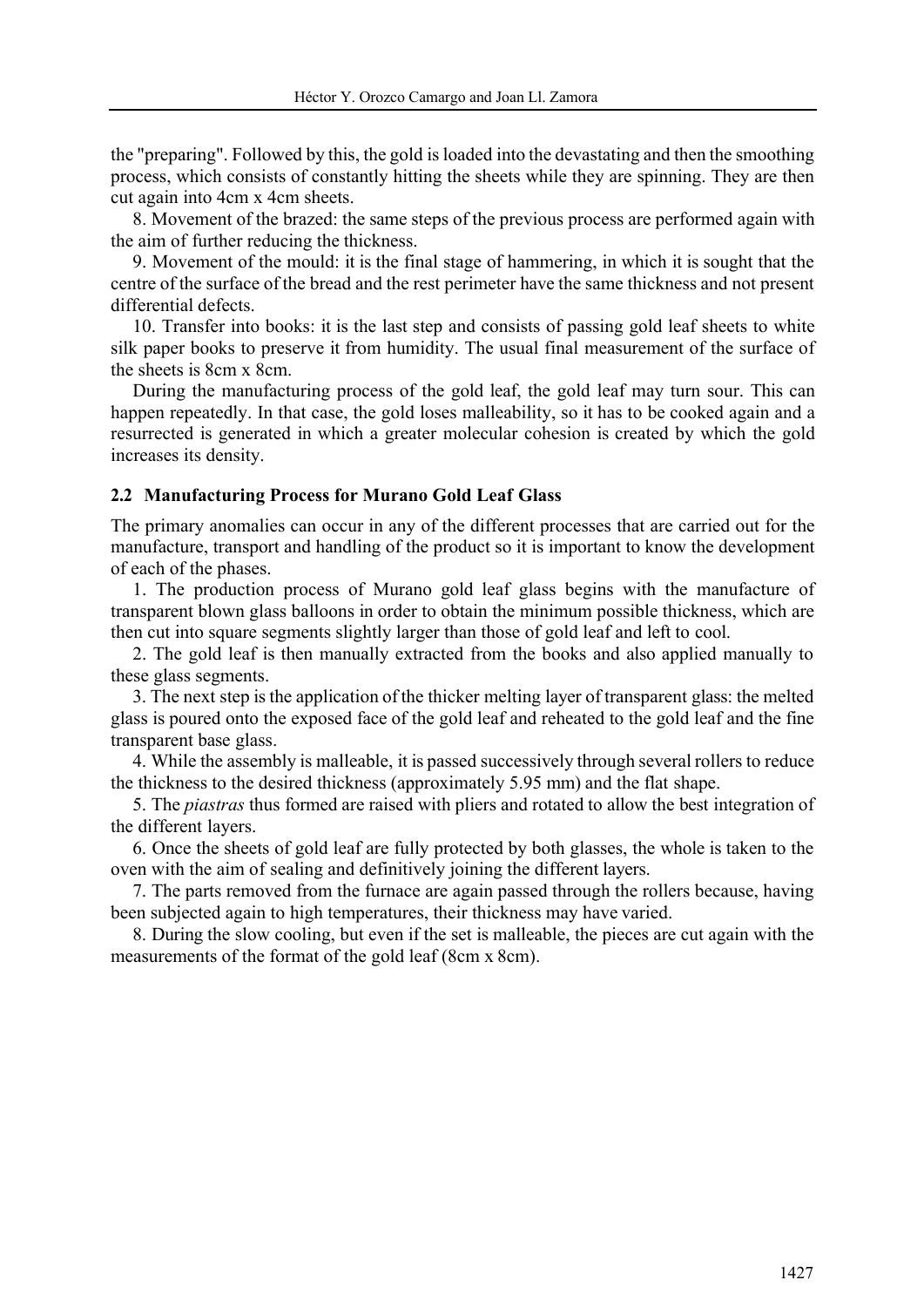the "preparing". Followed by this, the gold is loaded into the devastating and then the smoothing process, which consists of constantly hitting the sheets while they are spinning. They are then cut again into 4cm x 4cm sheets.

8. Movement of the brazed: the same steps of the previous process are performed again with the aim of further reducing the thickness.

9. Movement of the mould: it is the final stage of hammering, in which it is sought that the centre of the surface of the bread and the rest perimeter have the same thickness and not present differential defects.

10. Transfer into books: it is the last step and consists of passing gold leaf sheets to white silk paper books to preserve it from humidity. The usual final measurement of the surface of the sheets is 8cm x 8cm.

During the manufacturing process of the gold leaf, the gold leaf may turn sour. This can happen repeatedly. In that case, the gold loses malleability, so it has to be cooked again and a resurrected is generated in which a greater molecular cohesion is created by which the gold increases its density.

### 2.2 Manufacturing Process for Murano Gold Leaf Glass

The primary anomalies can occur in any of the different processes that are carried out for the manufacture, transport and handling of the product so it is important to know the development of each of the phases.

1. The production process of Murano gold leaf glass begins with the manufacture of transparent blown glass balloons in order to obtain the minimum possible thickness, which are then cut into square segments slightly larger than those of gold leaf and left to cool.

2. The gold leaf is then manually extracted from the books and also applied manually to these glass segments.

3. The next step is the application of the thicker melting layer of transparent glass: the melted glass is poured onto the exposed face of the gold leaf and reheated to the gold leaf and the fine transparent base glass.

4. While the assembly is malleable, it is passed successively through several rollers to reduce the thickness to the desired thickness (approximately 5.95 mm) and the flat shape.

5. The *piastras* thus formed are raised with pliers and rotated to allow the best integration of the different layers.

6. Once the sheets of gold leaf are fully protected by both glasses, the whole is taken to the oven with the aim of sealing and definitively joining the different layers.

7. The parts removed from the furnace are again passed through the rollers because, having been subjected again to high temperatures, their thickness may have varied.

8. During the slow cooling, but even if the set is malleable, the pieces are cut again with the measurements of the format of the gold leaf (8cm x 8cm).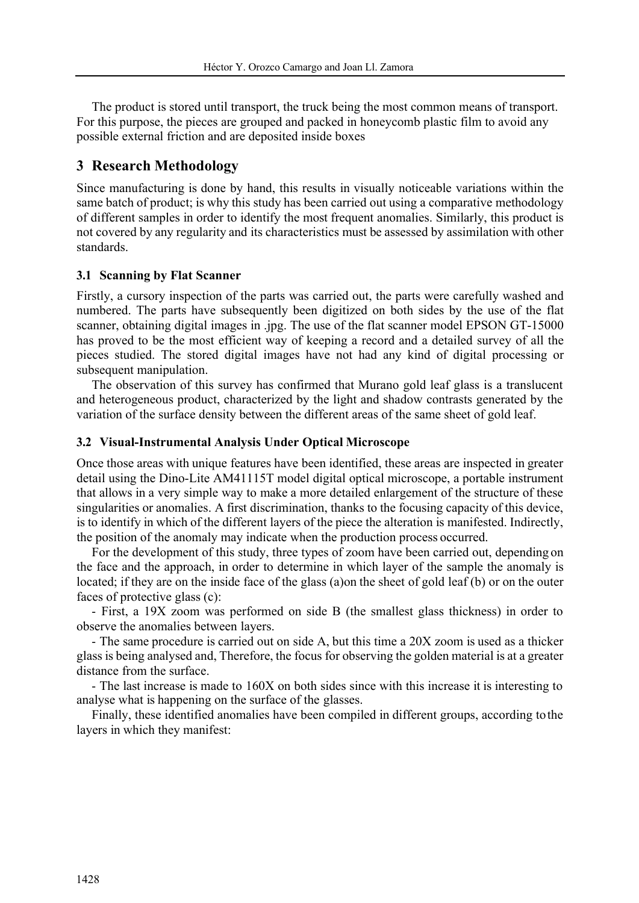The product is stored until transport, the truck being the most common means of transport. For this purpose, the pieces are grouped and packed in honeycomb plastic film to avoid any possible external friction and are deposited inside boxes

## 3 Research Methodology

Since manufacturing is done by hand, this results in visually noticeable variations within the same batch of product; is why this study has been carried out using a comparative methodology of different samples in order to identify the most frequent anomalies. Similarly, this product is not covered by any regularity and its characteristics must be assessed by assimilation with other standards.

### 3.1 Scanning by Flat Scanner

Firstly, a cursory inspection of the parts was carried out, the parts were carefully washed and numbered. The parts have subsequently been digitized on both sides by the use of the flat scanner, obtaining digital images in .jpg. The use of the flat scanner model EPSON GT-15000 has proved to be the most efficient way of keeping a record and a detailed survey of all the pieces studied. The stored digital images have not had any kind of digital processing or subsequent manipulation.

The observation of this survey has confirmed that Murano gold leaf glass is a translucent and heterogeneous product, characterized by the light and shadow contrasts generated by the variation of the surface density between the different areas of the same sheet of gold leaf.

### 3.2 Visual-Instrumental Analysis Under Optical Microscope

Once those areas with unique features have been identified, these areas are inspected in greater detail using the Dino-Lite AM41115T model digital optical microscope, a portable instrument that allows in a very simple way to make a more detailed enlargement of the structure of these singularities or anomalies. A first discrimination, thanks to the focusing capacity of this device, is to identify in which of the different layers of the piece the alteration is manifested. Indirectly, the position of the anomaly may indicate when the production process occurred.

For the development of this study, three types of zoom have been carried out, depending on the face and the approach, in order to determine in which layer of the sample the anomaly is located; if they are on the inside face of the glass (a)on the sheet of gold leaf (b) or on the outer faces of protective glass (c):

- First, a 19X zoom was performed on side B (the smallest glass thickness) in order to observe the anomalies between layers.
- The same procedure is carried out on side A, but this time a 20X zoom is used as a thicker glass is being analysed and, Therefore, the focus for observing the golden material is at a greater distance from the surface.
- The last increase is made to 160X on both sides since with this increase it is interesting to analyse what is happening on the surface of the glasses.

Finally, these identified anomalies have been compiled in different groups, according to the layers in which they manifest: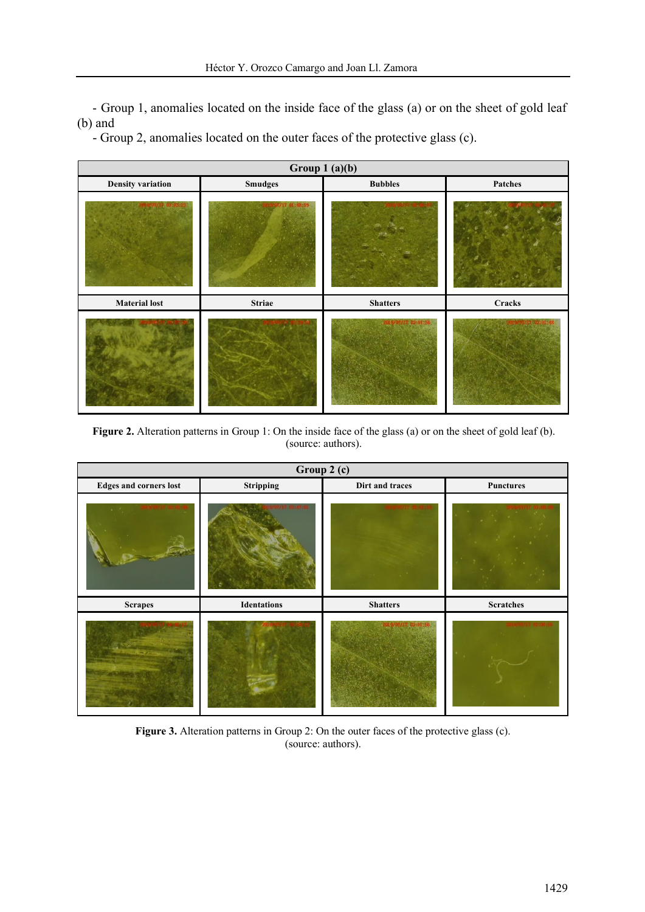- Group 1, anomalies located on the inside face of the glass (a) or on the sheet of gold leaf (b) and
- Group 2, anomalies located on the outer faces of the protective glass (c).

| Group 1 (a)(b) | | | |
|---|---|---|---|
| Density variation | Smudges | Bubbles | Patches |
| | | | |
| Material lost | Striae | Shatters | Cracks |
| | | | |

**Figure 2.** Alteration patterns in Group 1: On the inside face of the glass (a) or on the sheet of gold leaf (b). (source: authors).

| Group 2 (c) | | | |
|---|---|---|---|
| Edges and corners lost | Stripping | Dirt and traces | Punctures |
| | | | |
| Scrapes | Identations | Shatters | Scratches |
| | | | |

**Figure 3.** Alteration patterns in Group 2: On the outer faces of the protective glass (c). (source: authors).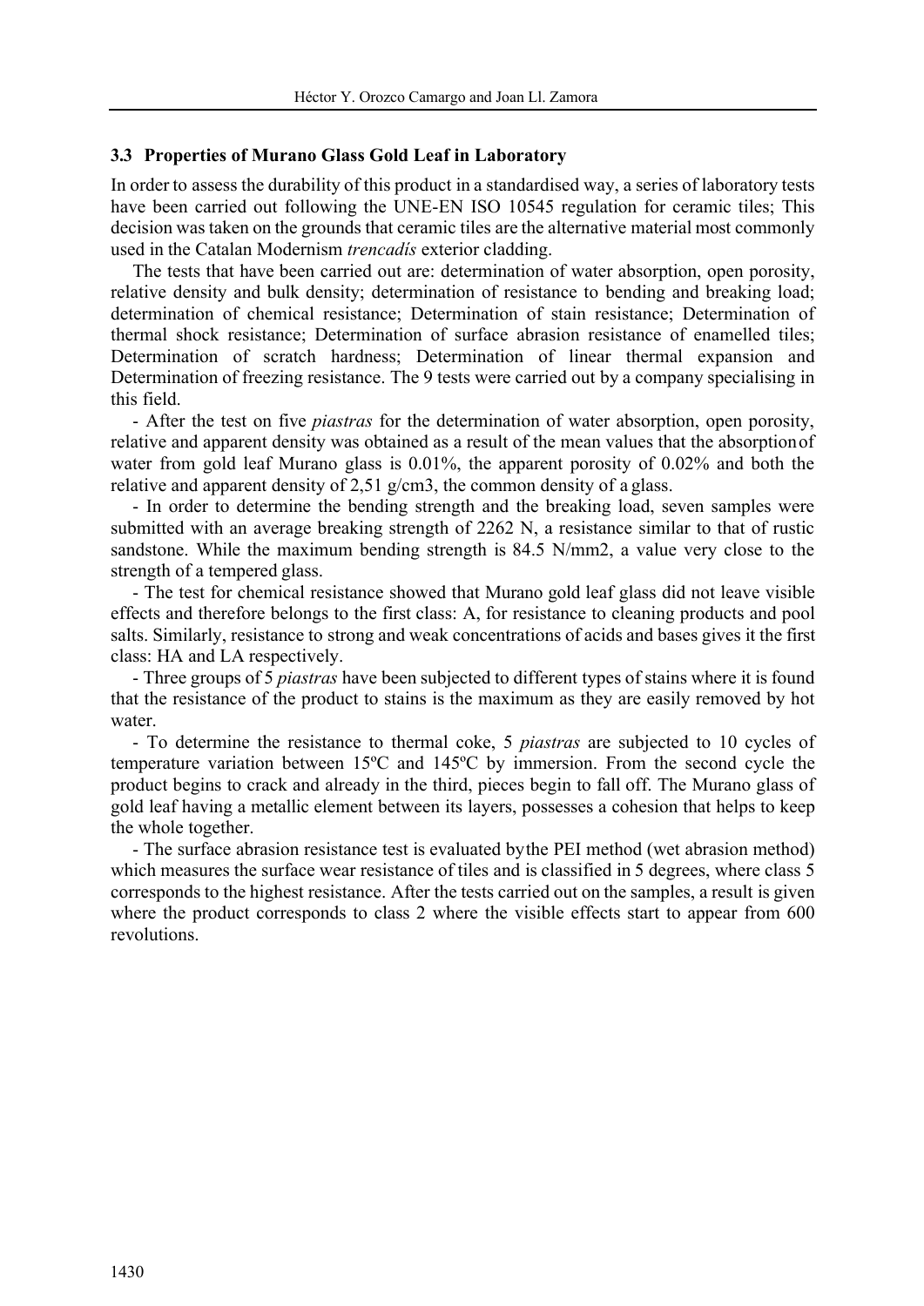### 3.3 Properties of Murano Glass Gold Leaf in Laboratory

In order to assess the durability of this product in a standardised way, a series of laboratory tests have been carried out following the UNE-EN ISO 10545 regulation for ceramic tiles; This decision was taken on the grounds that ceramic tiles are the alternative material most commonly used in the Catalan Modernism *trencadís* exterior cladding.

The tests that have been carried out are: determination of water absorption, open porosity, relative density and bulk density; determination of resistance to bending and breaking load; determination of chemical resistance; Determination of stain resistance; Determination of thermal shock resistance; Determination of surface abrasion resistance of enamelled tiles; Determination of scratch hardness; Determination of linear thermal expansion and Determination of freezing resistance. The 9 tests were carried out by a company specialising in this field.

- After the test on five *piastras* for the determination of water absorption, open porosity, relative and apparent density was obtained as a result of the mean values that the absorption of water from gold leaf Murano glass is 0.01%, the apparent porosity of 0.02% and both the relative and apparent density of 2,51 g/cm3, the common density of a glass.

- In order to determine the bending strength and the breaking load, seven samples were submitted with an average breaking strength of 2262 N, a resistance similar to that of rustic sandstone. While the maximum bending strength is 84.5 N/mm2, a value very close to the strength of a tempered glass.

- The test for chemical resistance showed that Murano gold leaf glass did not leave visible effects and therefore belongs to the first class: A, for resistance to cleaning products and pool salts. Similarly, resistance to strong and weak concentrations of acids and bases gives it the first class: HA and LA respectively.

- Three groups of 5 *piastras* have been subjected to different types of stains where it is found that the resistance of the product to stains is the maximum as they are easily removed by hot water.

- To determine the resistance to thermal coke, 5 *piastras* are subjected to 10 cycles of temperature variation between 15ºC and 145ºC by immersion. From the second cycle the product begins to crack and already in the third, pieces begin to fall off. The Murano glass of gold leaf having a metallic element between its layers, possesses a cohesion that helps to keep the whole together.

- The surface abrasion resistance test is evaluated by the PEI method (wet abrasion method) which measures the surface wear resistance of tiles and is classified in 5 degrees, where class 5 corresponds to the highest resistance. After the tests carried out on the samples, a result is given where the product corresponds to class 2 where the visible effects start to appear from 600 revolutions.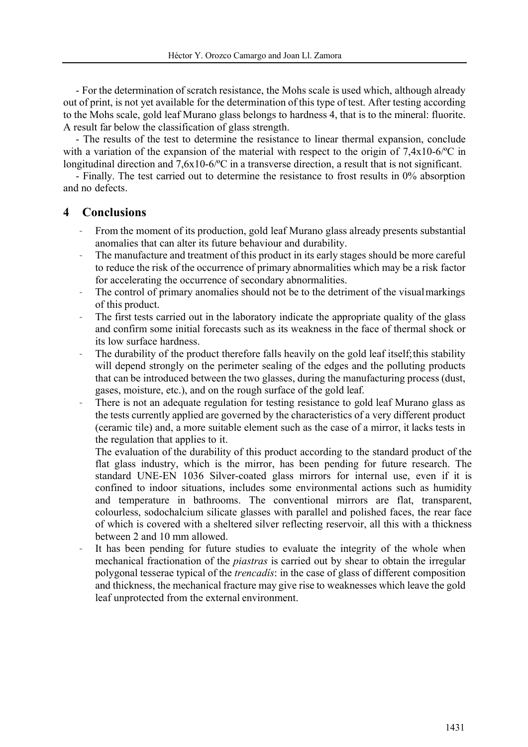- For the determination of scratch resistance, the Mohs scale is used which, although already out of print, is not yet available for the determination of this type of test. After testing according to the Mohs scale, gold leaf Murano glass belongs to hardness 4, that is to the mineral: fluorite. A result far below the classification of glass strength.

- The results of the test to determine the resistance to linear thermal expansion, conclude with a variation of the expansion of the material with respect to the origin of $7{,}4\times10^{-6}$/ºC in longitudinal direction and $7{,}6\times10^{-6}$/ºC in a transverse direction, a result that is not significant.

- Finally. The test carried out to determine the resistance to frost results in 0% absorption and no defects.

## 4 Conclusions

- From the moment of its production, gold leaf Murano glass already presents substantial anomalies that can alter its future behaviour and durability.
- The manufacture and treatment of this product in its early stages should be more careful to reduce the risk of the occurrence of primary abnormalities which may be a risk factor for accelerating the occurrence of secondary abnormalities.
- The control of primary anomalies should not be to the detriment of the visual markings of this product.
- The first tests carried out in the laboratory indicate the appropriate quality of the glass and confirm some initial forecasts such as its weakness in the face of thermal shock or its low surface hardness.
- The durability of the product therefore falls heavily on the gold leaf itself; this stability will depend strongly on the perimeter sealing of the edges and the polluting products that can be introduced between the two glasses, during the manufacturing process (dust, gases, moisture, etc.), and on the rough surface of the gold leaf.
- There is not an adequate regulation for testing resistance to gold leaf Murano glass as the tests currently applied are governed by the characteristics of a very different product (ceramic tile) and, a more suitable element such as the case of a mirror, it lacks tests in the regulation that applies to it.

  The evaluation of the durability of this product according to the standard product of the flat glass industry, which is the mirror, has been pending for future research. The standard UNE-EN 1036 Silver-coated glass mirrors for internal use, even if it is confined to indoor situations, includes some environmental actions such as humidity and temperature in bathrooms. The conventional mirrors are flat, transparent, colourless, sodochalcium silicate glasses with parallel and polished faces, the rear face of which is covered with a sheltered silver reflecting reservoir, all this with a thickness between 2 and 10 mm allowed.
- It has been pending for future studies to evaluate the integrity of the whole when mechanical fractionation of the *piastras* is carried out by shear to obtain the irregular polygonal tesserae typical of the *trencadís*: in the case of glass of different composition and thickness, the mechanical fracture may give rise to weaknesses which leave the gold leaf unprotected from the external environment.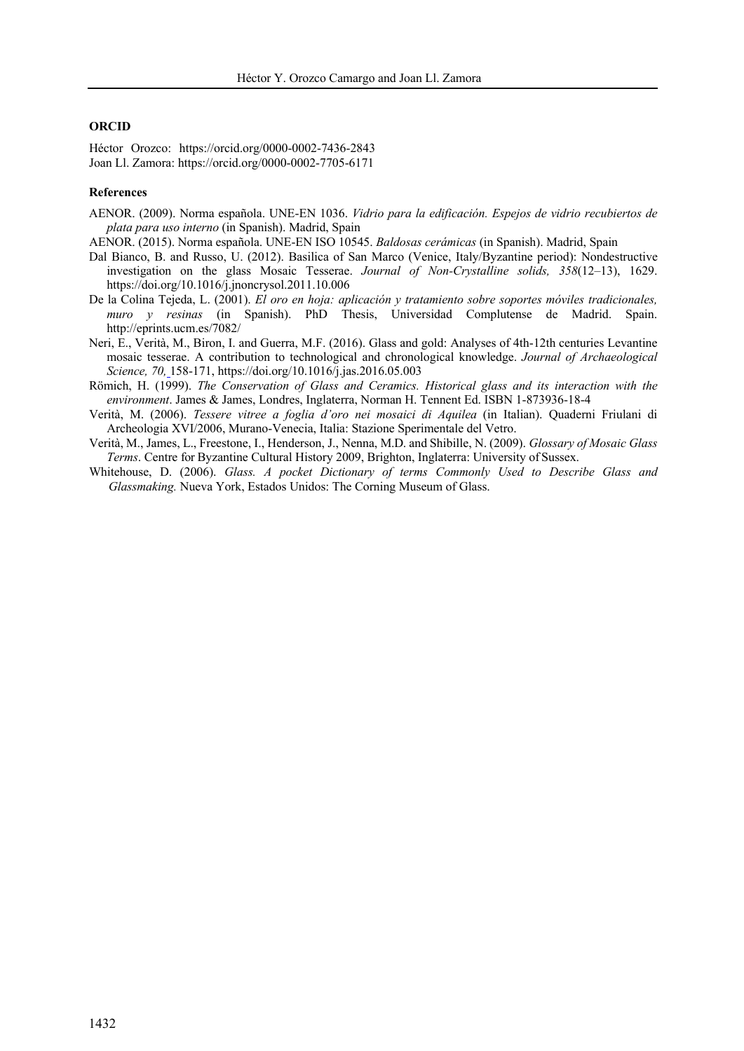**ORCID**

Héctor Orozco: https://orcid.org/0000-0002-7436-2843
Joan Ll. Zamora: https://orcid.org/0000-0002-7705-6171

**References**

AENOR. (2009). Norma española. UNE-EN 1036. *Vidrio para la edificación. Espejos de vidrio recubiertos de plata para uso interno* (in Spanish). Madrid, Spain

AENOR. (2015). Norma española. UNE-EN ISO 10545. *Baldosas cerámicas* (in Spanish). Madrid, Spain

Dal Bianco, B. and Russo, U. (2012). Basilica of San Marco (Venice, Italy/Byzantine period): Nondestructive investigation on the glass Mosaic Tesserae. *Journal of Non-Crystalline solids, 358*(12–13), 1629. https://doi.org/10.1016/j.jnoncrysol.2011.10.006

De la Colina Tejeda, L. (2001). *El oro en hoja: aplicación y tratamiento sobre soportes móviles tradicionales, muro y resinas* (in Spanish). PhD Thesis, Universidad Complutense de Madrid. Spain. http://eprints.ucm.es/7082/

Neri, E., Verità, M., Biron, I. and Guerra, M.F. (2016). Glass and gold: Analyses of 4th-12th centuries Levantine mosaic tesserae. A contribution to technological and chronological knowledge. *Journal of Archaeological Science, 70,* 158-171, https://doi.org/10.1016/j.jas.2016.05.003

Römich, H. (1999). *The Conservation of Glass and Ceramics. Historical glass and its interaction with the environment*. James & James, Londres, Inglaterra, Norman H. Tennent Ed. ISBN 1-873936-18-4

Verità, M. (2006). *Tessere vitree a foglia d'oro nei mosaici di Aquilea* (in Italian). Quaderni Friulani di Archeologia XVI/2006, Murano-Venecia, Italia: Stazione Sperimentale del Vetro.

Verità, M., James, L., Freestone, I., Henderson, J., Nenna, M.D. and Shibille, N. (2009). *Glossary of Mosaic Glass Terms*. Centre for Byzantine Cultural History 2009, Brighton, Inglaterra: University of Sussex.

Whitehouse, D. (2006). *Glass. A pocket Dictionary of terms Commonly Used to Describe Glass and Glassmaking.* Nueva York, Estados Unidos: The Corning Museum of Glass.